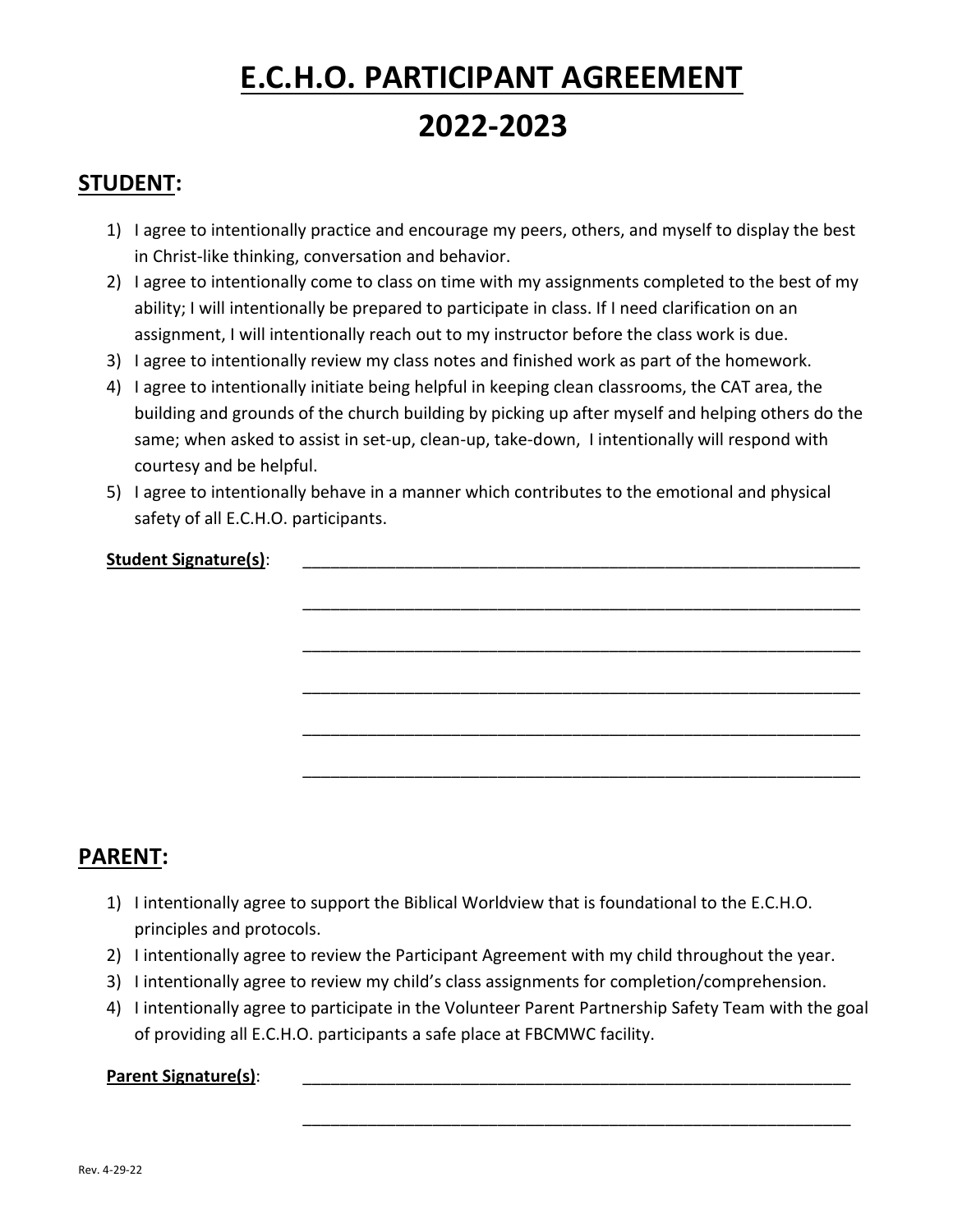# E.C.H.O. PARTICIPANT AGREEMENT

# 2022-2023

## STUDENT:

1) I agree to intentionally practice and encourage my peers, others, and myself to display the best in Christ-like thinking, conversation and behavior.
2) I agree to intentionally come to class on time with my assignments completed to the best of my ability; I will intentionally be prepared to participate in class. If I need clarification on an assignment, I will intentionally reach out to my instructor before the class work is due.
3) I agree to intentionally review my class notes and finished work as part of the homework.
4) I agree to intentionally initiate being helpful in keeping clean classrooms, the CAT area, the building and grounds of the church building by picking up after myself and helping others do the same; when asked to assist in set-up, clean-up, take-down, I intentionally will respond with courtesy and be helpful.
5) I agree to intentionally behave in a manner which contributes to the emotional and physical safety of all E.C.H.O. participants.

**Student Signature(s)**: ______________________________________________________________

______________________________________________________________

______________________________________________________________

______________________________________________________________

______________________________________________________________

______________________________________________________________

## PARENT:

1) I intentionally agree to support the Biblical Worldview that is foundational to the E.C.H.O. principles and protocols.
2) I intentionally agree to review the Participant Agreement with my child throughout the year.
3) I intentionally agree to review my child's class assignments for completion/comprehension.
4) I intentionally agree to participate in the Volunteer Parent Partnership Safety Team with the goal of providing all E.C.H.O. participants a safe place at FBCMWC facility.

**Parent Signature(s)**: ______________________________________________________________

______________________________________________________________

Rev. 4-29-22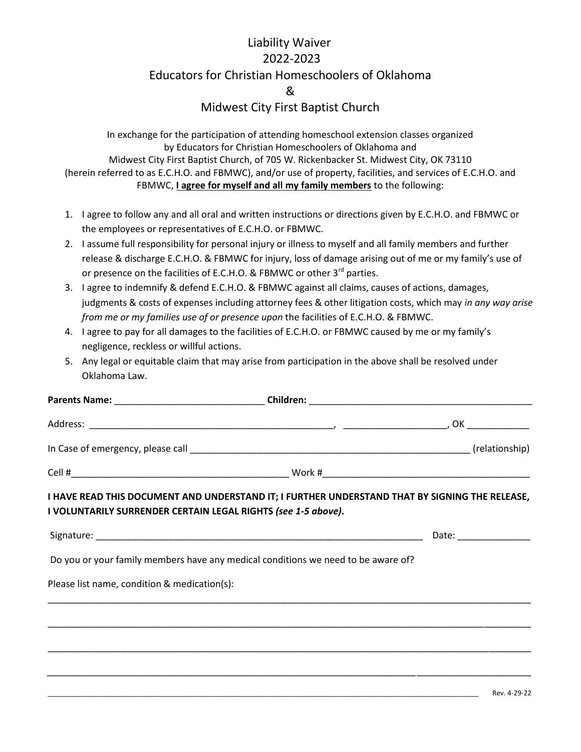# Liability Waiver
## 2022-2023
## Educators for Christian Homeschoolers of Oklahoma
## &
## Midwest City First Baptist Church

In exchange for the participation of attending homeschool extension classes organized by Educators for Christian Homeschoolers of Oklahoma and Midwest City First Baptist Church, of 705 W. Rickenbacker St. Midwest City, OK 73110 (herein referred to as E.C.H.O. and FBMWC), and/or use of property, facilities, and services of E.C.H.O. and FBMWC, **I agree for myself and all my family members** to the following:

1. I agree to follow any and all oral and written instructions or directions given by E.C.H.O. and FBMWC or the employees or representatives of E.C.H.O. or FBMWC.
2. I assume full responsibility for personal injury or illness to myself and all family members and further release & discharge E.C.H.O. & FBMWC for injury, loss of damage arising out of me or my family's use of or presence on the facilities of E.C.H.O. & FBMWC or other 3rd parties.
3. I agree to indemnify & defend E.C.H.O. & FBMWC against all claims, causes of actions, damages, judgments & costs of expenses including attorney fees & other litigation costs, which may *in any way arise from me or my families use of or presence upon* the facilities of E.C.H.O. & FBMWC.
4. I agree to pay for all damages to the facilities of E.C.H.O. or FBMWC caused by me or my family's negligence, reckless or willful actions.
5. Any legal or equitable claim that may arise from participation in the above shall be resolved under Oklahoma Law.

**Parents Name:** ______________________________ **Children:** ______________________________________________

Address: _________________________________________________, ____________________, OK ____________

In Case of emergency, please call _______________________________________________________ (relationship)

Cell #__________________________________________ Work #________________________________________

**I HAVE READ THIS DOCUMENT AND UNDERSTAND IT; I FURTHER UNDERSTAND THAT BY SIGNING THE RELEASE, I VOLUNTARILY SURRENDER CERTAIN LEGAL RIGHTS *(see 1-5 above)*.**

Signature: ___________________________________________________________________ Date: ______________

Do you or your family members have any medical conditions we need to be aware of?

Please list name, condition & medication(s):

_____________________________________________________________________________________________

_____________________________________________________________________________________________

_____________________________________________________________________________________________

_____________________________________________________________________________________________

_____________________________________________________________________________________________

Rev. 4-29-22